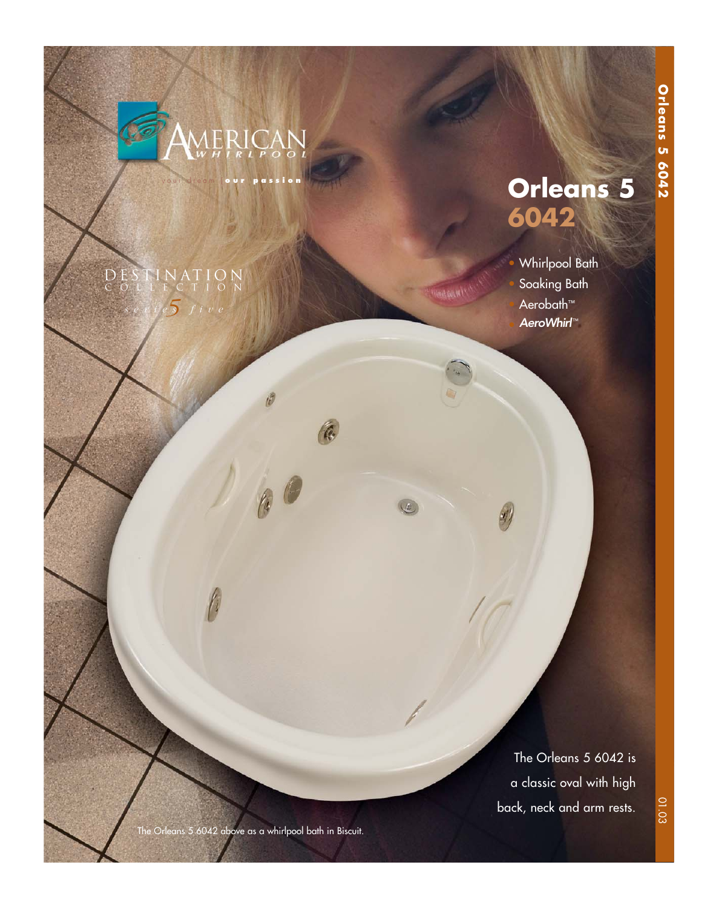AMERICAN WHIRLPOOL

your dream | **our passion**

DESTINATION COLLECTION

*series 5 five*

# Orleans 5
## 6042

- Whirlpool Bath
- Soaking Bath
- Aerobath™
- *AeroWhirl*™

The Orleans 5 6042 is a classic oval with high back, neck and arm rests.

The Orleans 5 6042 above as a whirlpool bath in Biscuit.

01.03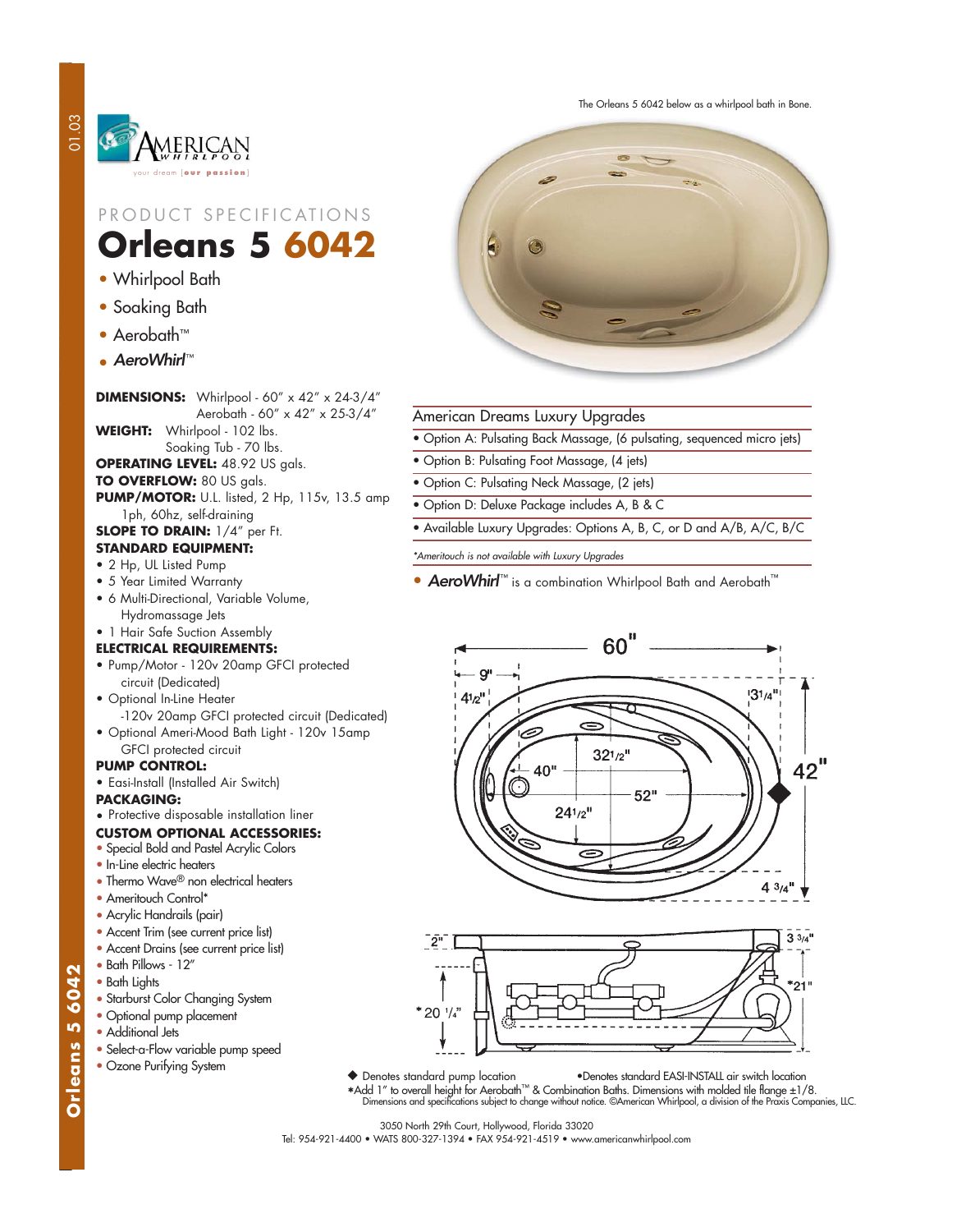AMERICAN WHIRLPOOL

your dream [our passion]

PRODUCT SPECIFICATIONS

# Orleans 5 6042

- Whirlpool Bath
- Soaking Bath
- Aerobath™
- *AeroWhirl*™

**DIMENSIONS:** Whirlpool - 60" x 42" x 24-3/4"
Aerobath - 60" x 42" x 25-3/4"

**WEIGHT:** Whirlpool - 102 lbs.
Soaking Tub - 70 lbs.

**OPERATING LEVEL:** 48.92 US gals.

**TO OVERFLOW:** 80 US gals.

**PUMP/MOTOR:** U.L. listed, 2 Hp, 115v, 13.5 amp 1ph, 60hz, self-draining

**SLOPE TO DRAIN:** 1/4" per Ft.

**STANDARD EQUIPMENT:**

- 2 Hp, UL Listed Pump
- 5 Year Limited Warranty
- 6 Multi-Directional, Variable Volume, Hydromassage Jets
- 1 Hair Safe Suction Assembly

**ELECTRICAL REQUIREMENTS:**

- Pump/Motor - 120v 20amp GFCI protected circuit (Dedicated)
- Optional In-Line Heater -120v 20amp GFCI protected circuit (Dedicated)
- Optional Ameri-Mood Bath Light - 120v 15amp GFCI protected circuit

**PUMP CONTROL:**

- Easi-Install (Installed Air Switch)

**PACKAGING:**

- Protective disposable installation liner

**CUSTOM OPTIONAL ACCESSORIES:**

- Special Bold and Pastel Acrylic Colors
- In-Line electric heaters
- Thermo Wave® non electrical heaters
- Ameritouch Control*
- Acrylic Handrails (pair)
- Accent Trim (see current price list)
- Accent Drains (see current price list)
- Bath Pillows - 12"
- Bath Lights
- Starburst Color Changing System
- Optional pump placement
- Additional Jets
- Select-a-Flow variable pump speed
- Ozone Purifying System

The Orleans 5 6042 below as a whirlpool bath in Bone.

## American Dreams Luxury Upgrades

- Option A: Pulsating Back Massage, (6 pulsating, sequenced micro jets)
- Option B: Pulsating Foot Massage, (4 jets)
- Option C: Pulsating Neck Massage, (2 jets)
- Option D: Deluxe Package includes A, B & C
- Available Luxury Upgrades: Options A, B, C, or D and A/B, A/C, B/C

*Ameritouch is not available with Luxury Upgrades*

- *AeroWhirl*™ is a combination Whirlpool Bath and Aerobath™

60"
9"
4 1/2"
3 1/4"
32 1/2"
40"
52"
24 1/2"
42"
4 3/4"
2"
3 3/4"
*21"
*20 1/4"

◆ Denotes standard pump location •Denotes standard EASI-INSTALL air switch location

*Add 1" to overall height for Aerobath™ & Combination Baths. Dimensions with molded tile flange ±1/8.
Dimensions and specifications subject to change without notice. ©American Whirlpool, a division of the Praxis Companies, LLC.

3050 North 29th Court, Hollywood, Florida 33020
Tel: 954-921-4400 • WATS 800-327-1394 • FAX 954-921-4519 • www.americanwhirlpool.com